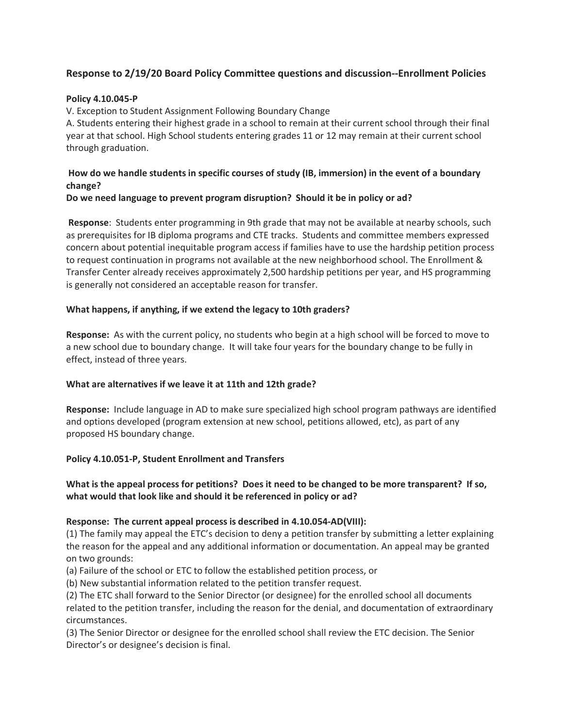## Response to 2/19/20 Board Policy Committee questions and discussion--Enrollment Policies

**Policy 4.10.045-P**

V. Exception to Student Assignment Following Boundary Change

A. Students entering their highest grade in a school to remain at their current school through their final year at that school. High School students entering grades 11 or 12 may remain at their current school through graduation.

**How do we handle students in specific courses of study (IB, immersion) in the event of a boundary change?**

**Do we need language to prevent program disruption? Should it be in policy or ad?**

**Response**: Students enter programming in 9th grade that may not be available at nearby schools, such as prerequisites for IB diploma programs and CTE tracks. Students and committee members expressed concern about potential inequitable program access if families have to use the hardship petition process to request continuation in programs not available at the new neighborhood school. The Enrollment & Transfer Center already receives approximately 2,500 hardship petitions per year, and HS programming is generally not considered an acceptable reason for transfer.

**What happens, if anything, if we extend the legacy to 10th graders?**

**Response:** As with the current policy, no students who begin at a high school will be forced to move to a new school due to boundary change. It will take four years for the boundary change to be fully in effect, instead of three years.

**What are alternatives if we leave it at 11th and 12th grade?**

**Response:** Include language in AD to make sure specialized high school program pathways are identified and options developed (program extension at new school, petitions allowed, etc), as part of any proposed HS boundary change.

**Policy 4.10.051-P, Student Enrollment and Transfers**

**What is the appeal process for petitions? Does it need to be changed to be more transparent? If so, what would that look like and should it be referenced in policy or ad?**

**Response: The current appeal process is described in 4.10.054-AD(VIII):**

(1) The family may appeal the ETC's decision to deny a petition transfer by submitting a letter explaining the reason for the appeal and any additional information or documentation. An appeal may be granted on two grounds:

(a) Failure of the school or ETC to follow the established petition process, or

(b) New substantial information related to the petition transfer request.

(2) The ETC shall forward to the Senior Director (or designee) for the enrolled school all documents related to the petition transfer, including the reason for the denial, and documentation of extraordinary circumstances.

(3) The Senior Director or designee for the enrolled school shall review the ETC decision. The Senior Director's or designee's decision is final.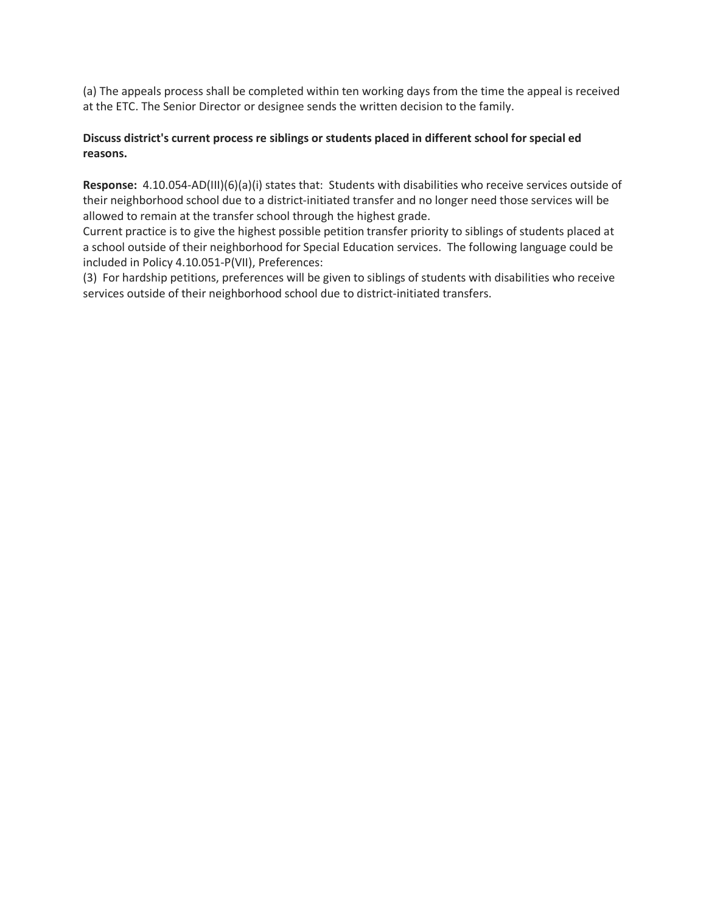(a) The appeals process shall be completed within ten working days from the time the appeal is received at the ETC. The Senior Director or designee sends the written decision to the family.

**Discuss district's current process re siblings or students placed in different school for special ed reasons.**

**Response:** 4.10.054-AD(III)(6)(a)(i) states that: Students with disabilities who receive services outside of their neighborhood school due to a district-initiated transfer and no longer need those services will be allowed to remain at the transfer school through the highest grade.

Current practice is to give the highest possible petition transfer priority to siblings of students placed at a school outside of their neighborhood for Special Education services. The following language could be included in Policy 4.10.051-P(VII), Preferences:

(3) For hardship petitions, preferences will be given to siblings of students with disabilities who receive services outside of their neighborhood school due to district-initiated transfers.